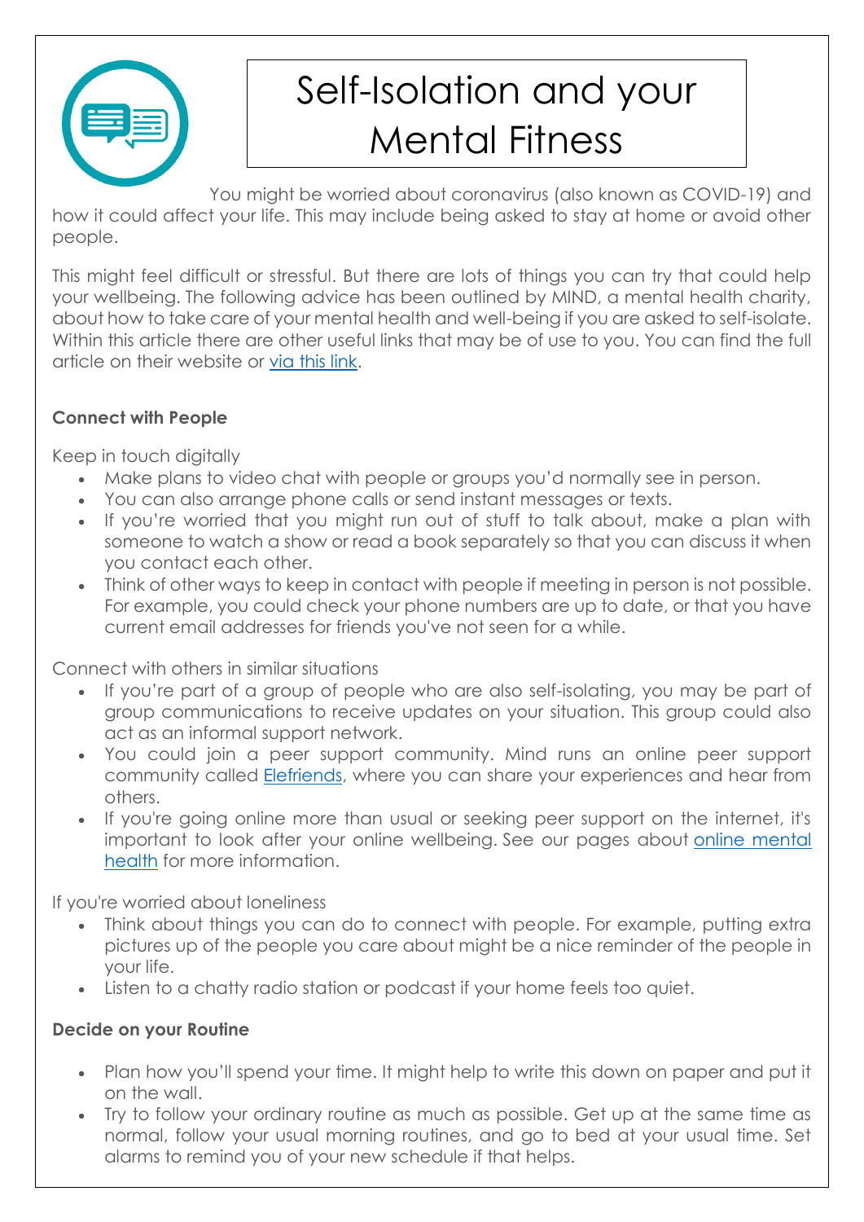# Self-Isolation and your Mental Fitness

You might be worried about coronavirus (also known as COVID-19) and how it could affect your life. This may include being asked to stay at home or avoid other people.

This might feel difficult or stressful. But there are lots of things you can try that could help your wellbeing. The following advice has been outlined by MIND, a mental health charity, about how to take care of your mental health and well-being if you are asked to self-isolate. Within this article there are other useful links that may be of use to you. You can find the full article on their website or via this link.

**Connect with People**

Keep in touch digitally

- Make plans to video chat with people or groups you'd normally see in person.
- You can also arrange phone calls or send instant messages or texts.
- If you're worried that you might run out of stuff to talk about, make a plan with someone to watch a show or read a book separately so that you can discuss it when you contact each other.
- Think of other ways to keep in contact with people if meeting in person is not possible. For example, you could check your phone numbers are up to date, or that you have current email addresses for friends you've not seen for a while.

Connect with others in similar situations

- If you're part of a group of people who are also self-isolating, you may be part of group communications to receive updates on your situation. This group could also act as an informal support network.
- You could join a peer support community. Mind runs an online peer support community called Elefriends, where you can share your experiences and hear from others.
- If you're going online more than usual or seeking peer support on the internet, it's important to look after your online wellbeing. See our pages about online mental health for more information.

If you're worried about loneliness

- Think about things you can do to connect with people. For example, putting extra pictures up of the people you care about might be a nice reminder of the people in your life.
- Listen to a chatty radio station or podcast if your home feels too quiet.

**Decide on your Routine**

- Plan how you'll spend your time. It might help to write this down on paper and put it on the wall.
- Try to follow your ordinary routine as much as possible. Get up at the same time as normal, follow your usual morning routines, and go to bed at your usual time. Set alarms to remind you of your new schedule if that helps.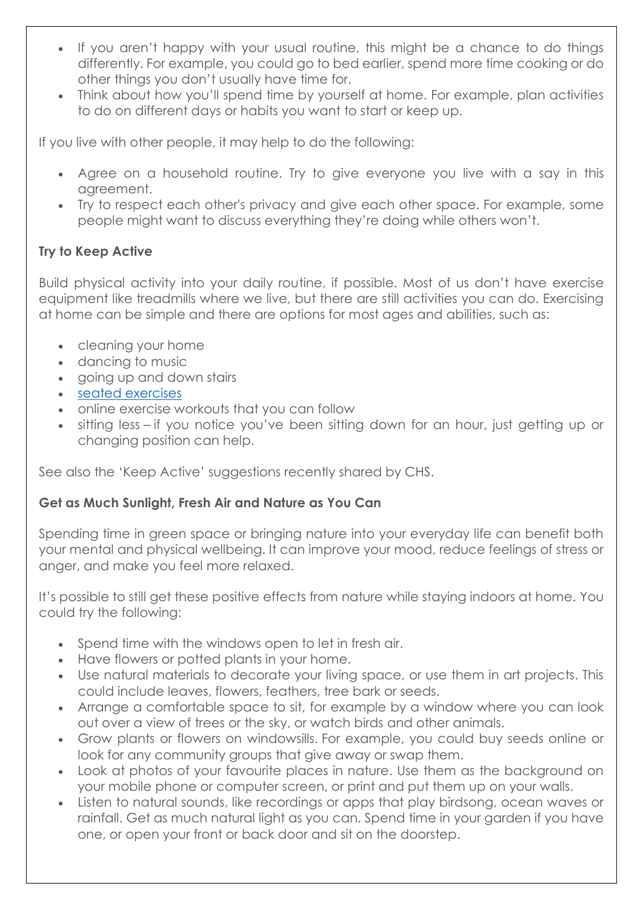- If you aren't happy with your usual routine, this might be a chance to do things differently. For example, you could go to bed earlier, spend more time cooking or do other things you don't usually have time for.
- Think about how you'll spend time by yourself at home. For example, plan activities to do on different days or habits you want to start or keep up.

If you live with other people, it may help to do the following:

- Agree on a household routine. Try to give everyone you live with a say in this agreement.
- Try to respect each other's privacy and give each other space. For example, some people might want to discuss everything they're doing while others won't.

**Try to Keep Active**

Build physical activity into your daily routine, if possible. Most of us don't have exercise equipment like treadmills where we live, but there are still activities you can do. Exercising at home can be simple and there are options for most ages and abilities, such as:

- cleaning your home
- dancing to music
- going up and down stairs
- seated exercises
- online exercise workouts that you can follow
- sitting less – if you notice you've been sitting down for an hour, just getting up or changing position can help.

See also the 'Keep Active' suggestions recently shared by CHS.

**Get as Much Sunlight, Fresh Air and Nature as You Can**

Spending time in green space or bringing nature into your everyday life can benefit both your mental and physical wellbeing. It can improve your mood, reduce feelings of stress or anger, and make you feel more relaxed.

It's possible to still get these positive effects from nature while staying indoors at home. You could try the following:

- Spend time with the windows open to let in fresh air.
- Have flowers or potted plants in your home.
- Use natural materials to decorate your living space, or use them in art projects. This could include leaves, flowers, feathers, tree bark or seeds.
- Arrange a comfortable space to sit, for example by a window where you can look out over a view of trees or the sky, or watch birds and other animals.
- Grow plants or flowers on windowsills. For example, you could buy seeds online or look for any community groups that give away or swap them.
- Look at photos of your favourite places in nature. Use them as the background on your mobile phone or computer screen, or print and put them up on your walls.
- Listen to natural sounds, like recordings or apps that play birdsong, ocean waves or rainfall. Get as much natural light as you can. Spend time in your garden if you have one, or open your front or back door and sit on the doorstep.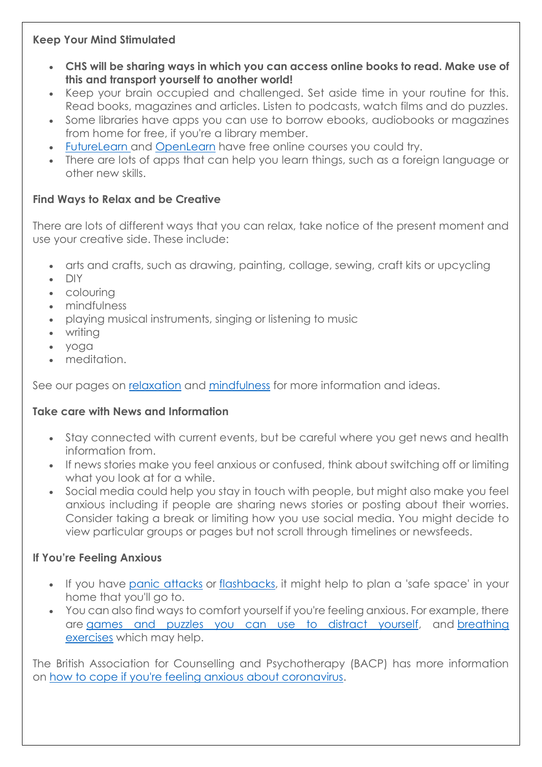**Keep Your Mind Stimulated**

- **CHS will be sharing ways in which you can access online books to read. Make use of this and transport yourself to another world!**
- Keep your brain occupied and challenged. Set aside time in your routine for this. Read books, magazines and articles. Listen to podcasts, watch films and do puzzles.
- Some libraries have apps you can use to borrow ebooks, audiobooks or magazines from home for free, if you're a library member.
- FutureLearn and OpenLearn have free online courses you could try.
- There are lots of apps that can help you learn things, such as a foreign language or other new skills.

**Find Ways to Relax and be Creative**

There are lots of different ways that you can relax, take notice of the present moment and use your creative side. These include:

- arts and crafts, such as drawing, painting, collage, sewing, craft kits or upcycling
- DIY
- colouring
- mindfulness
- playing musical instruments, singing or listening to music
- writing
- yoga
- meditation.

See our pages on relaxation and mindfulness for more information and ideas.

**Take care with News and Information**

- Stay connected with current events, but be careful where you get news and health information from.
- If news stories make you feel anxious or confused, think about switching off or limiting what you look at for a while.
- Social media could help you stay in touch with people, but might also make you feel anxious including if people are sharing news stories or posting about their worries. Consider taking a break or limiting how you use social media. You might decide to view particular groups or pages but not scroll through timelines or newsfeeds.

**If You're Feeling Anxious**

- If you have panic attacks or flashbacks, it might help to plan a 'safe space' in your home that you'll go to.
- You can also find ways to comfort yourself if you're feeling anxious. For example, there are games and puzzles you can use to distract yourself, and breathing exercises which may help.

The British Association for Counselling and Psychotherapy (BACP) has more information on how to cope if you're feeling anxious about coronavirus.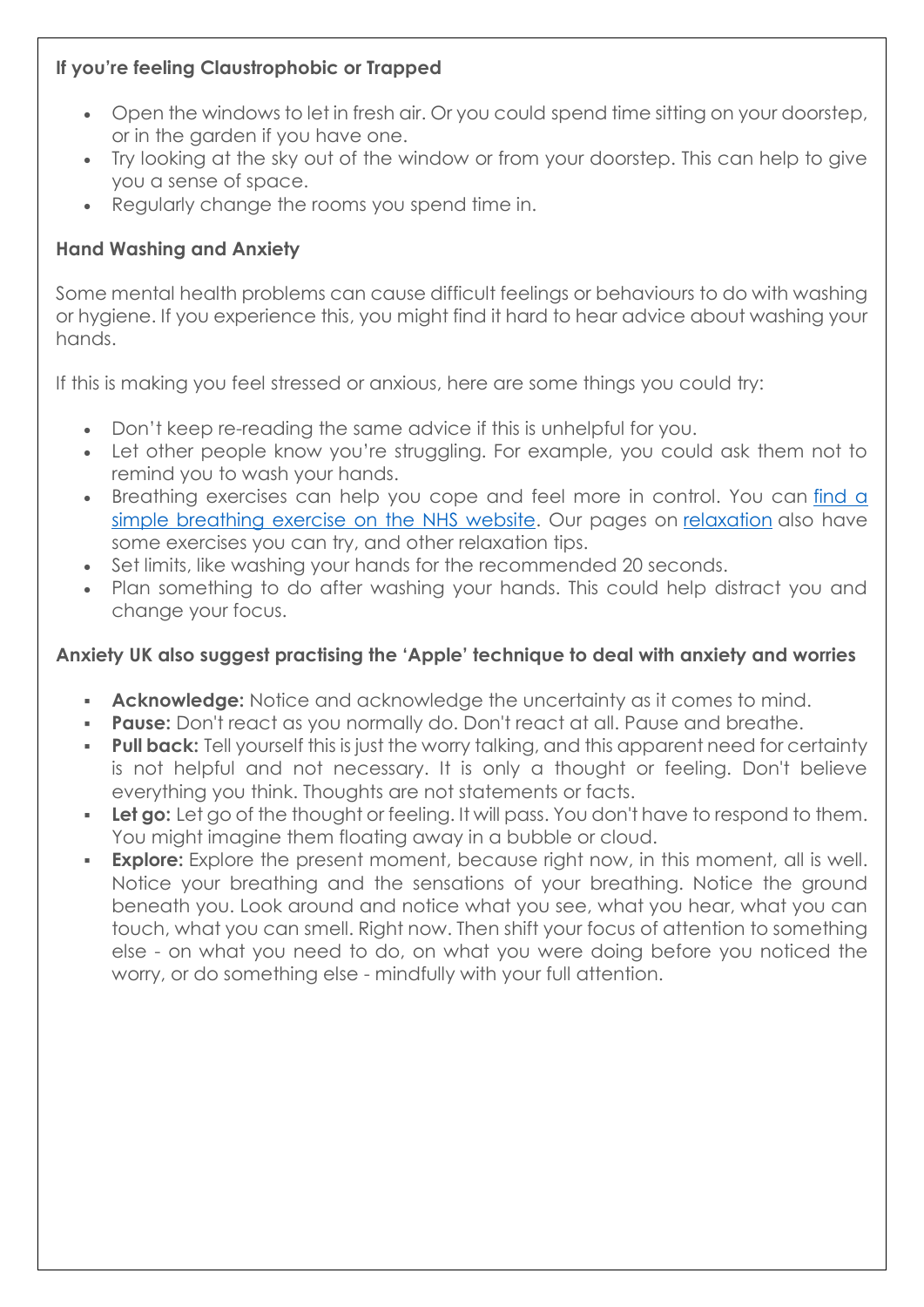**If you're feeling Claustrophobic or Trapped**

- Open the windows to let in fresh air. Or you could spend time sitting on your doorstep, or in the garden if you have one.
- Try looking at the sky out of the window or from your doorstep. This can help to give you a sense of space.
- Regularly change the rooms you spend time in.

**Hand Washing and Anxiety**

Some mental health problems can cause difficult feelings or behaviours to do with washing or hygiene. If you experience this, you might find it hard to hear advice about washing your hands.

If this is making you feel stressed or anxious, here are some things you could try:

- Don't keep re-reading the same advice if this is unhelpful for you.
- Let other people know you're struggling. For example, you could ask them not to remind you to wash your hands.
- Breathing exercises can help you cope and feel more in control. You can find a simple breathing exercise on the NHS website. Our pages on relaxation also have some exercises you can try, and other relaxation tips.
- Set limits, like washing your hands for the recommended 20 seconds.
- Plan something to do after washing your hands. This could help distract you and change your focus.

**Anxiety UK also suggest practising the 'Apple' technique to deal with anxiety and worries**

- **Acknowledge:** Notice and acknowledge the uncertainty as it comes to mind.
- **Pause:** Don't react as you normally do. Don't react at all. Pause and breathe.
- **Pull back:** Tell yourself this is just the worry talking, and this apparent need for certainty is not helpful and not necessary. It is only a thought or feeling. Don't believe everything you think. Thoughts are not statements or facts.
- **Let go:** Let go of the thought or feeling. It will pass. You don't have to respond to them. You might imagine them floating away in a bubble or cloud.
- **Explore:** Explore the present moment, because right now, in this moment, all is well. Notice your breathing and the sensations of your breathing. Notice the ground beneath you. Look around and notice what you see, what you hear, what you can touch, what you can smell. Right now. Then shift your focus of attention to something else - on what you need to do, on what you were doing before you noticed the worry, or do something else - mindfully with your full attention.